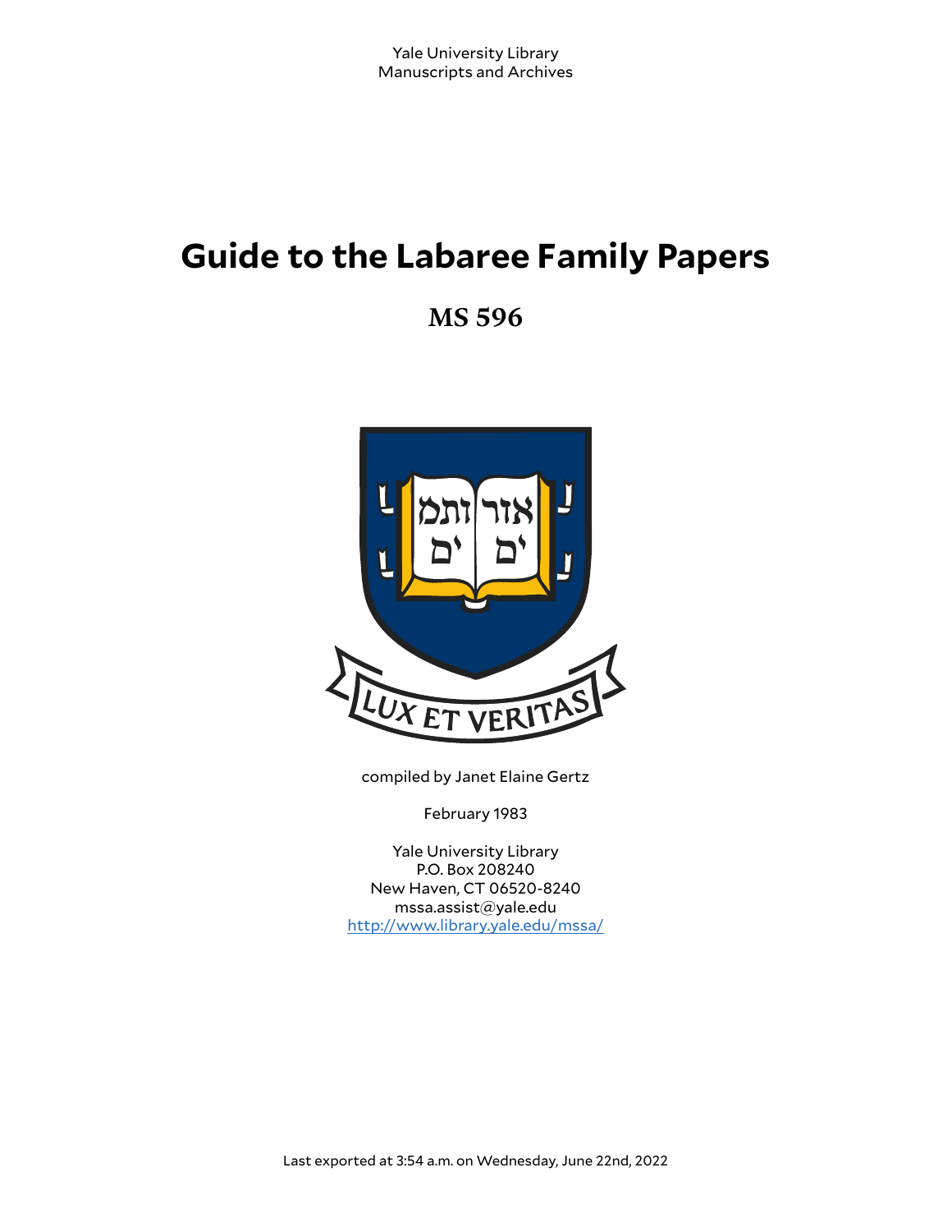Yale University Library
Manuscripts and Archives

# Guide to the Labaree Family Papers

## MS 596

compiled by Janet Elaine Gertz

February 1983

Yale University Library
P.O. Box 208240
New Haven, CT 06520-8240
mssa.assist@yale.edu
http://www.library.yale.edu/mssa/

Last exported at 3:54 a.m. on Wednesday, June 22nd, 2022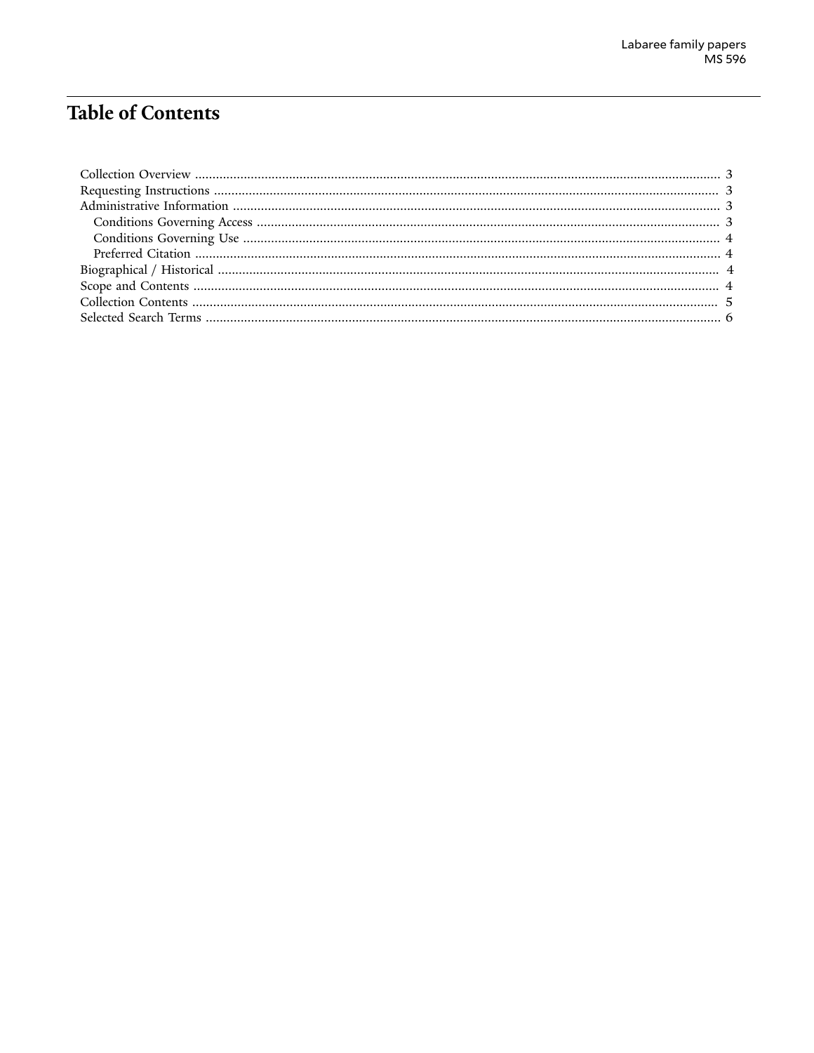# Table of Contents

- Collection Overview ........ 3
- Requesting Instructions ........ 3
- Administrative Information ........ 3
    - Conditions Governing Access ........ 3
    - Conditions Governing Use ........ 4
    - Preferred Citation ........ 4
- Biographical / Historical ........ 4
- Scope and Contents ........ 4
- Collection Contents ........ 5
- Selected Search Terms ........ 6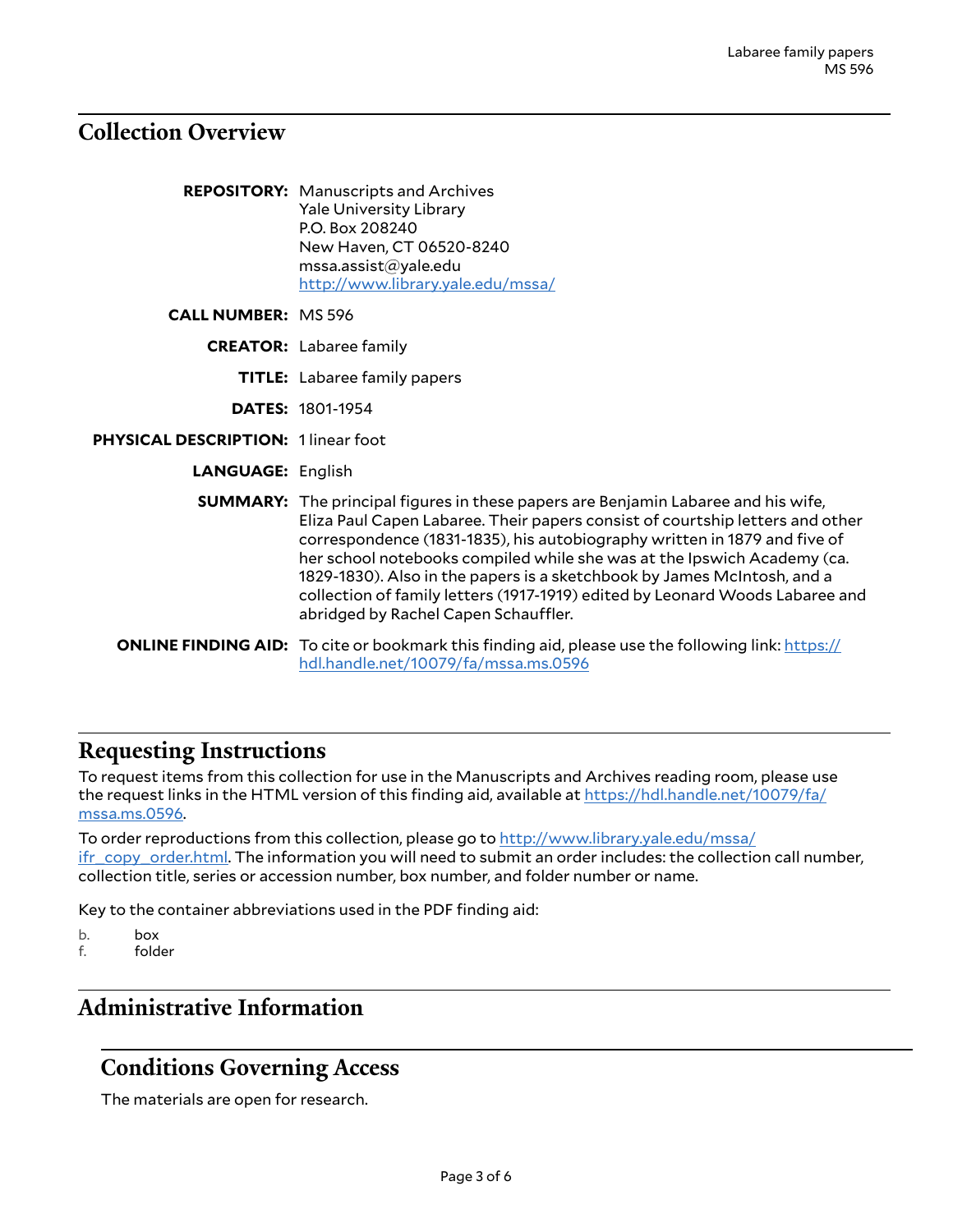## Collection Overview

**REPOSITORY:** Manuscripts and Archives
Yale University Library
P.O. Box 208240
New Haven, CT 06520-8240
mssa.assist@yale.edu
http://www.library.yale.edu/mssa/

**CALL NUMBER:** MS 596

**CREATOR:** Labaree family

**TITLE:** Labaree family papers

**DATES:** 1801-1954

**PHYSICAL DESCRIPTION:** 1 linear foot

**LANGUAGE:** English

**SUMMARY:** The principal figures in these papers are Benjamin Labaree and his wife, Eliza Paul Capen Labaree. Their papers consist of courtship letters and other correspondence (1831-1835), his autobiography written in 1879 and five of her school notebooks compiled while she was at the Ipswich Academy (ca. 1829-1830). Also in the papers is a sketchbook by James McIntosh, and a collection of family letters (1917-1919) edited by Leonard Woods Labaree and abridged by Rachel Capen Schauffler.

**ONLINE FINDING AID:** To cite or bookmark this finding aid, please use the following link: https://hdl.handle.net/10079/fa/mssa.ms.0596

## Requesting Instructions

To request items from this collection for use in the Manuscripts and Archives reading room, please use the request links in the HTML version of this finding aid, available at https://hdl.handle.net/10079/fa/mssa.ms.0596.

To order reproductions from this collection, please go to http://www.library.yale.edu/mssa/ifr_copy_order.html. The information you will need to submit an order includes: the collection call number, collection title, series or accession number, box number, and folder number or name.

Key to the container abbreviations used in the PDF finding aid:

b. box
f. folder

## Administrative Information

### Conditions Governing Access

The materials are open for research.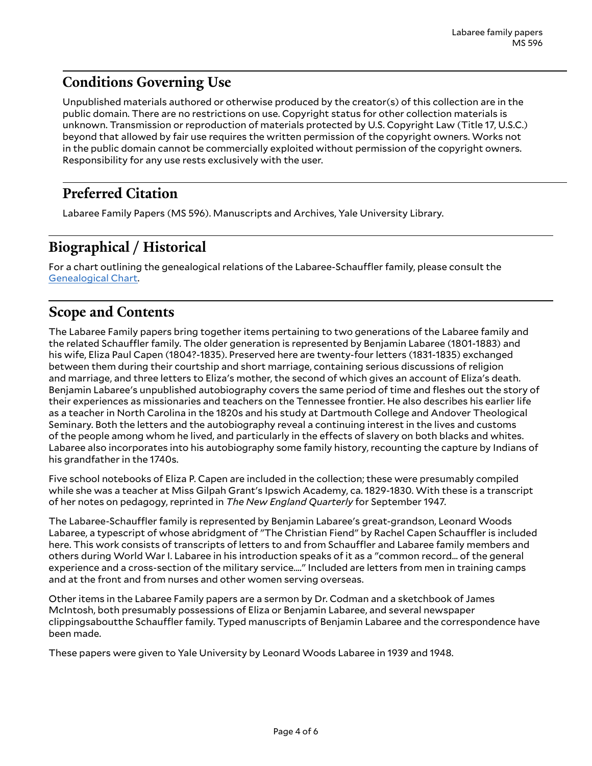## Conditions Governing Use

Unpublished materials authored or otherwise produced by the creator(s) of this collection are in the public domain. There are no restrictions on use. Copyright status for other collection materials is unknown. Transmission or reproduction of materials protected by U.S. Copyright Law (Title 17, U.S.C.) beyond that allowed by fair use requires the written permission of the copyright owners. Works not in the public domain cannot be commercially exploited without permission of the copyright owners. Responsibility for any use rests exclusively with the user.

## Preferred Citation

Labaree Family Papers (MS 596). Manuscripts and Archives, Yale University Library.

# Biographical / Historical

For a chart outlining the genealogical relations of the Labaree-Schauffler family, please consult the Genealogical Chart.

# Scope and Contents

The Labaree Family papers bring together items pertaining to two generations of the Labaree family and the related Schauffler family. The older generation is represented by Benjamin Labaree (1801-1883) and his wife, Eliza Paul Capen (1804?-1835). Preserved here are twenty-four letters (1831-1835) exchanged between them during their courtship and short marriage, containing serious discussions of religion and marriage, and three letters to Eliza's mother, the second of which gives an account of Eliza's death. Benjamin Labaree's unpublished autobiography covers the same period of time and fleshes out the story of their experiences as missionaries and teachers on the Tennessee frontier. He also describes his earlier life as a teacher in North Carolina in the 1820s and his study at Dartmouth College and Andover Theological Seminary. Both the letters and the autobiography reveal a continuing interest in the lives and customs of the people among whom he lived, and particularly in the effects of slavery on both blacks and whites. Labaree also incorporates into his autobiography some family history, recounting the capture by Indians of his grandfather in the 1740s.

Five school notebooks of Eliza P. Capen are included in the collection; these were presumably compiled while she was a teacher at Miss Gilpah Grant's Ipswich Academy, ca. 1829-1830. With these is a transcript of her notes on pedagogy, reprinted in *The New England Quarterly* for September 1947.

The Labaree-Schauffler family is represented by Benjamin Labaree's great-grandson, Leonard Woods Labaree, a typescript of whose abridgment of "The Christian Fiend" by Rachel Capen Schauffler is included here. This work consists of transcripts of letters to and from Schauffler and Labaree family members and others during World War I. Labaree in his introduction speaks of it as a "common record... of the general experience and a cross-section of the military service...." Included are letters from men in training camps and at the front and from nurses and other women serving overseas.

Other items in the Labaree Family papers are a sermon by Dr. Codman and a sketchbook of James McIntosh, both presumably possessions of Eliza or Benjamin Labaree, and several newspaper clippingsaboutthe Schauffler family. Typed manuscripts of Benjamin Labaree and the correspondence have been made.

These papers were given to Yale University by Leonard Woods Labaree in 1939 and 1948.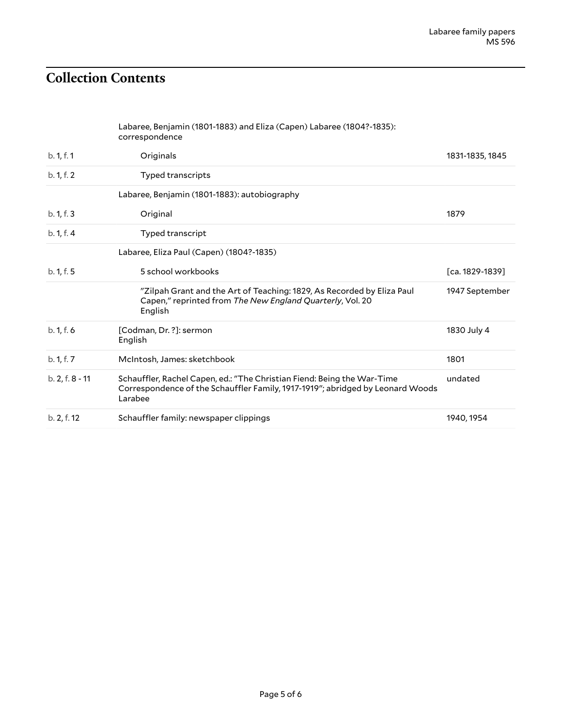## Collection Contents

| | | |
|---|---|---|
| | Labaree, Benjamin (1801-1883) and Eliza (Capen) Labaree (1804?-1835): correspondence | |
| b. 1, f. 1 | Originals | 1831-1835, 1845 |
| b. 1, f. 2 | Typed transcripts | |
| | Labaree, Benjamin (1801-1883): autobiography | |
| b. 1, f. 3 | Original | 1879 |
| b. 1, f. 4 | Typed transcript | |
| | Labaree, Eliza Paul (Capen) (1804?-1835) | |
| b. 1, f. 5 | 5 school workbooks | [ca. 1829-1839] |
| | "Zilpah Grant and the Art of Teaching: 1829, As Recorded by Eliza Paul Capen," reprinted from *The New England Quarterly*, Vol. 20 English | 1947 September |
| b. 1, f. 6 | [Codman, Dr. ?]: sermon English | 1830 July 4 |
| b. 1, f. 7 | McIntosh, James: sketchbook | 1801 |
| b. 2, f. 8 - 11 | Schauffler, Rachel Capen, ed.: "The Christian Fiend: Being the War-Time Correspondence of the Schauffler Family, 1917-1919"; abridged by Leonard Woods Larabee | undated |
| b. 2, f. 12 | Schauffler family: newspaper clippings | 1940, 1954 |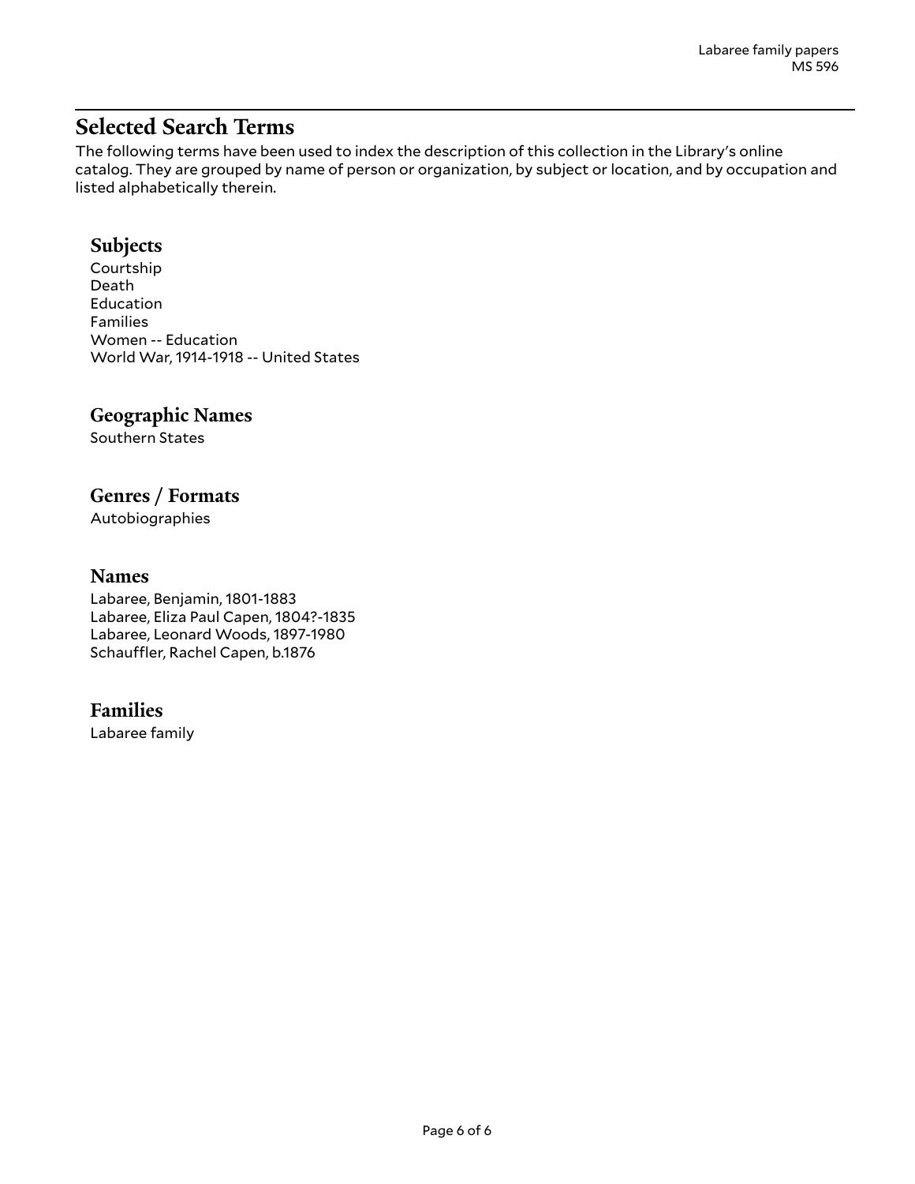## Selected Search Terms

The following terms have been used to index the description of this collection in the Library's online catalog. They are grouped by name of person or organization, by subject or location, and by occupation and listed alphabetically therein.

### Subjects

Courtship
Death
Education
Families
Women -- Education
World War, 1914-1918 -- United States

### Geographic Names

Southern States

### Genres / Formats

Autobiographies

### Names

Labaree, Benjamin, 1801-1883
Labaree, Eliza Paul Capen, 1804?-1835
Labaree, Leonard Woods, 1897-1980
Schauffler, Rachel Capen, b.1876

### Families

Labaree family